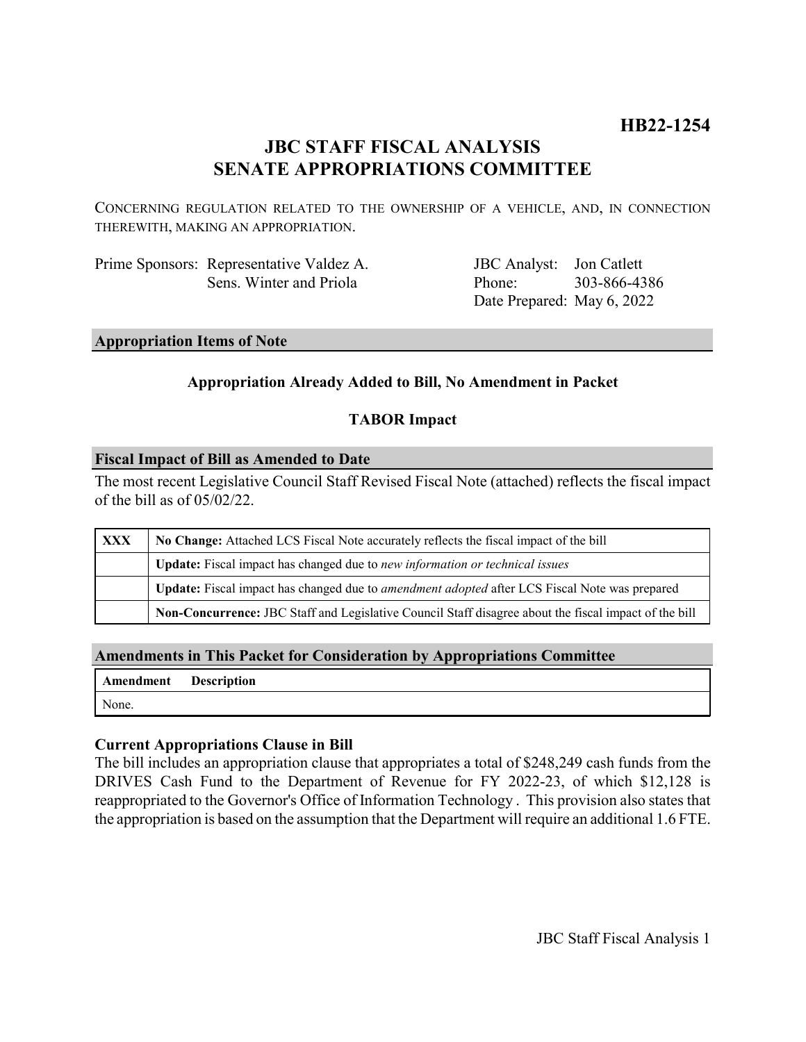**HB22-1254**

# JBC STAFF FISCAL ANALYSIS
# SENATE APPROPRIATIONS COMMITTEE

CONCERNING REGULATION RELATED TO THE OWNERSHIP OF A VEHICLE, AND, IN CONNECTION THEREWITH, MAKING AN APPROPRIATION.

| | | | |
|---|---|---|---|
| Prime Sponsors: | Representative Valdez A. | JBC Analyst: | Jon Catlett |
| | Sens. Winter and Priola | Phone: | 303-866-4386 |
| | | Date Prepared: | May 6, 2022 |

## Appropriation Items of Note

**Appropriation Already Added to Bill, No Amendment in Packet**

**TABOR Impact**

## Fiscal Impact of Bill as Amended to Date

The most recent Legislative Council Staff Revised Fiscal Note (attached) reflects the fiscal impact of the bill as of 05/02/22.

| | |
|---|---|
| **XXX** | **No Change:** Attached LCS Fiscal Note accurately reflects the fiscal impact of the bill |
| | **Update:** Fiscal impact has changed due to *new information or technical issues* |
| | **Update:** Fiscal impact has changed due to *amendment adopted* after LCS Fiscal Note was prepared |
| | **Non-Concurrence:** JBC Staff and Legislative Council Staff disagree about the fiscal impact of the bill |

## Amendments in This Packet for Consideration by Appropriations Committee

| Amendment | Description |
|---|---|
| None. | |

### Current Appropriations Clause in Bill

The bill includes an appropriation clause that appropriates a total of $248,249 cash funds from the DRIVES Cash Fund to the Department of Revenue for FY 2022-23, of which $12,128 is reappropriated to the Governor's Office of Information Technology . This provision also states that the appropriation is based on the assumption that the Department will require an additional 1.6 FTE.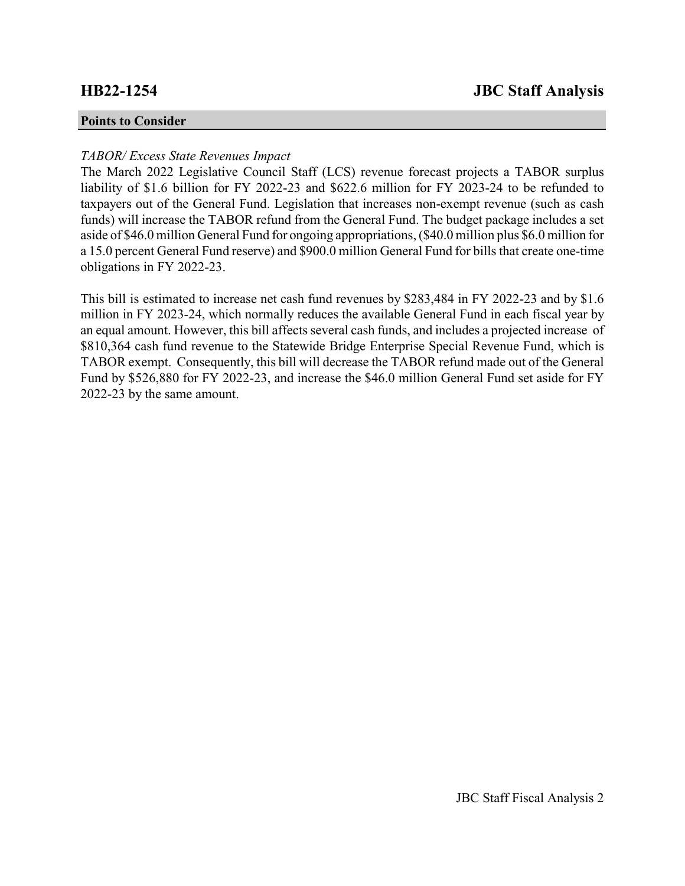## Points to Consider

*TABOR/ Excess State Revenues Impact*

The March 2022 Legislative Council Staff (LCS) revenue forecast projects a TABOR surplus liability of $1.6 billion for FY 2022-23 and $622.6 million for FY 2023-24 to be refunded to taxpayers out of the General Fund. Legislation that increases non-exempt revenue (such as cash funds) will increase the TABOR refund from the General Fund. The budget package includes a set aside of $46.0 million General Fund for ongoing appropriations, ($40.0 million plus $6.0 million for a 15.0 percent General Fund reserve) and $900.0 million General Fund for bills that create one-time obligations in FY 2022-23.

This bill is estimated to increase net cash fund revenues by $283,484 in FY 2022-23 and by $1.6 million in FY 2023-24, which normally reduces the available General Fund in each fiscal year by an equal amount. However, this bill affects several cash funds, and includes a projected increase of $810,364 cash fund revenue to the Statewide Bridge Enterprise Special Revenue Fund, which is TABOR exempt. Consequently, this bill will decrease the TABOR refund made out of the General Fund by $526,880 for FY 2022-23, and increase the $46.0 million General Fund set aside for FY 2022-23 by the same amount.